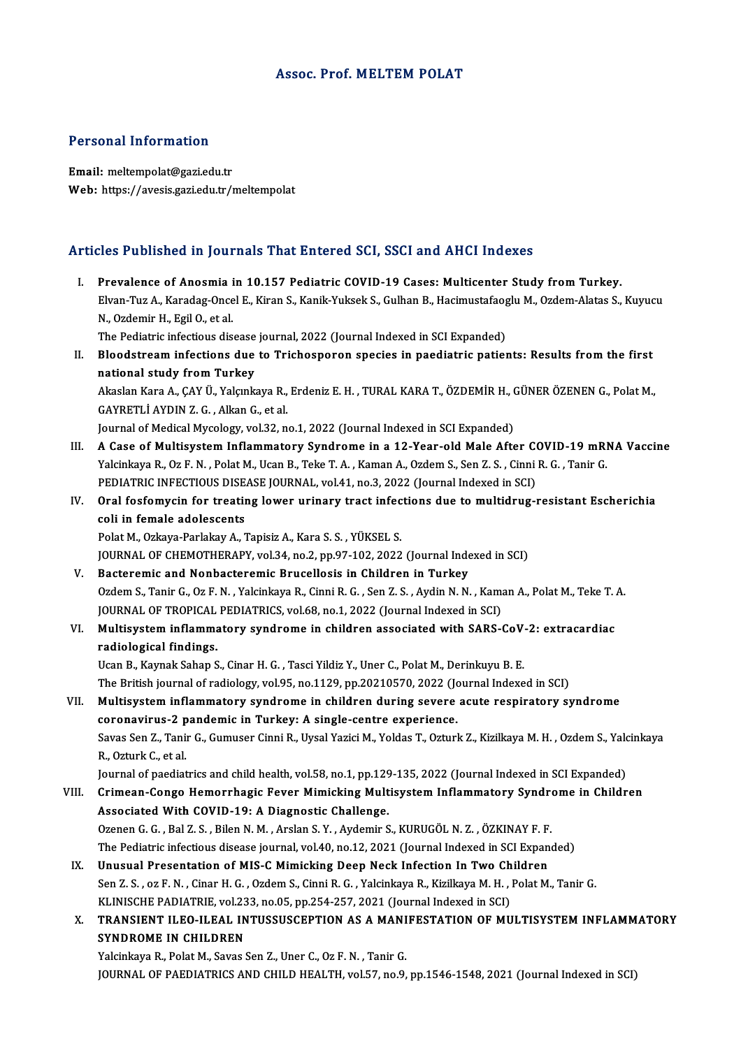# Assoc. Prof. MELTEM POLAT

## Personal Information

**Email:** meltempolat@gazi.edu.tr
**Web:** https://avesis.gazi.edu.tr/meltempolat

## Articles Published in Journals That Entered SCI, SSCI and AHCI Indexes

I. **Prevalence of Anosmia in 10.157 Pediatric COVID-19 Cases: Multicenter Study from Turkey.**
Elvan-Tuz A., Karadag-Oncel E., Kiran S., Kanik-Yuksek S., Gulhan B., Hacimustafaoglu M., Ozdem-Alatas S., Kuyucu N., Ozdemir H., Egil O., et al.
The Pediatric infectious disease journal, 2022 (Journal Indexed in SCI Expanded)

II. **Bloodstream infections due to Trichosporon species in paediatric patients: Results from the first national study from Turkey**
Akaslan Kara A., ÇAY Ü., Yalçınkaya R., Erdeniz E. H. , TURAL KARA T., ÖZDEMİR H., GÜNER ÖZENEN G., Polat M., GAYRETLİ AYDIN Z. G. , Alkan G., et al.
Journal of Medical Mycology, vol.32, no.1, 2022 (Journal Indexed in SCI Expanded)

III. **A Case of Multisystem Inflammatory Syndrome in a 12-Year-old Male After COVID-19 mRNA Vaccine**
Yalcinkaya R., Oz F. N. , Polat M., Ucan B., Teke T. A. , Kaman A., Ozdem S., Sen Z. S. , Cinni R. G. , Tanir G.
PEDIATRIC INFECTIOUS DISEASE JOURNAL, vol.41, no.3, 2022 (Journal Indexed in SCI)

IV. **Oral fosfomycin for treating lower urinary tract infections due to multidrug-resistant Escherichia coli in female adolescents**
Polat M., Ozkaya-Parlakay A., Tapisiz A., Kara S. S. , YÜKSEL S.
JOURNAL OF CHEMOTHERAPY, vol.34, no.2, pp.97-102, 2022 (Journal Indexed in SCI)

V. **Bacteremic and Nonbacteremic Brucellosis in Children in Turkey**
Ozdem S., Tanir G., Oz F. N. , Yalcinkaya R., Cinni R. G. , Sen Z. S. , Aydin N. N. , Kaman A., Polat M., Teke T. A.
JOURNAL OF TROPICAL PEDIATRICS, vol.68, no.1, 2022 (Journal Indexed in SCI)

VI. **Multisystem inflammatory syndrome in children associated with SARS-CoV-2: extracardiac radiological findings.**
Ucan B., Kaynak Sahap S., Cinar H. G. , Tasci Yildiz Y., Uner C., Polat M., Derinkuyu B. E.
The British journal of radiology, vol.95, no.1129, pp.20210570, 2022 (Journal Indexed in SCI)

VII. **Multisystem inflammatory syndrome in children during severe acute respiratory syndrome coronavirus-2 pandemic in Turkey: A single-centre experience.**
Savas Sen Z., Tanir G., Gumuser Cinni R., Uysal Yazici M., Yoldas T., Ozturk Z., Kizilkaya M. H. , Ozdem S., Yalcinkaya R., Ozturk C., et al.
Journal of paediatrics and child health, vol.58, no.1, pp.129-135, 2022 (Journal Indexed in SCI Expanded)

VIII. **Crimean-Congo Hemorrhagic Fever Mimicking Multisystem Inflammatory Syndrome in Children Associated With COVID-19: A Diagnostic Challenge.**
Ozenen G. G. , Bal Z. S. , Bilen N. M. , Arslan S. Y. , Aydemir S., KURUGÖL N. Z. , ÖZKINAY F. F.
The Pediatric infectious disease journal, vol.40, no.12, 2021 (Journal Indexed in SCI Expanded)

IX. **Unusual Presentation of MIS-C Mimicking Deep Neck Infection In Two Children**
Sen Z. S. , oz F. N. , Cinar H. G. , Ozdem S., Cinni R. G. , Yalcinkaya R., Kizilkaya M. H. , Polat M., Tanir G.
KLINISCHE PADIATRIE, vol.233, no.05, pp.254-257, 2021 (Journal Indexed in SCI)

X. **TRANSIENT ILEO-ILEAL INTUSSUSCEPTION AS A MANIFESTATION OF MULTISYSTEM INFLAMMATORY SYNDROME IN CHILDREN**
Yalcinkaya R., Polat M., Savas Sen Z., Uner C., Oz F. N. , Tanir G.
JOURNAL OF PAEDIATRICS AND CHILD HEALTH, vol.57, no.9, pp.1546-1548, 2021 (Journal Indexed in SCI)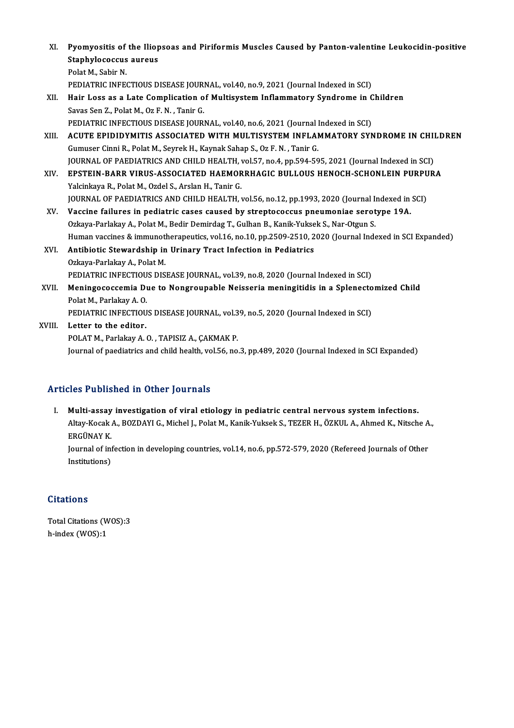XI. **Pyomyositis of the Iliopsoas and Piriformis Muscles Caused by Panton-valentine Leukocidin-positive Staphylococcus aureus**
Polat M., Sabir N.
PEDIATRIC INFECTIOUS DISEASE JOURNAL, vol.40, no.9, 2021 (Journal Indexed in SCI)

XII. **Hair Loss as a Late Complication of Multisystem Inflammatory Syndrome in Children**
Savas Sen Z., Polat M., Oz F. N. , Tanir G.
PEDIATRIC INFECTIOUS DISEASE JOURNAL, vol.40, no.6, 2021 (Journal Indexed in SCI)

XIII. **ACUTE EPIDIDYMITIS ASSOCIATED WITH MULTISYSTEM INFLAMMATORY SYNDROME IN CHILDREN**
Gumuser Cinni R., Polat M., Seyrek H., Kaynak Sahap S., Oz F. N. , Tanir G.
JOURNAL OF PAEDIATRICS AND CHILD HEALTH, vol.57, no.4, pp.594-595, 2021 (Journal Indexed in SCI)

XIV. **EPSTEIN-BARR VIRUS-ASSOCIATED HAEMORRHAGIC BULLOUS HENOCH-SCHONLEIN PURPURA**
Yalcinkaya R., Polat M., Ozdel S., Arslan H., Tanir G.
JOURNAL OF PAEDIATRICS AND CHILD HEALTH, vol.56, no.12, pp.1993, 2020 (Journal Indexed in SCI)

XV. **Vaccine failures in pediatric cases caused by streptococcus pneumoniae serotype 19A.**
Ozkaya-Parlakay A., Polat M., Bedir Demirdag T., Gulhan B., Kanik-Yuksek S., Nar-Otgun S.
Human vaccines & immunotherapeutics, vol.16, no.10, pp.2509-2510, 2020 (Journal Indexed in SCI Expanded)

XVI. **Antibiotic Stewardship in Urinary Tract Infection in Pediatrics**
Ozkaya-Parlakay A., Polat M.
PEDIATRIC INFECTIOUS DISEASE JOURNAL, vol.39, no.8, 2020 (Journal Indexed in SCI)

XVII. **Meningococcemia Due to Nongroupable Neisseria meningitidis in a Splenectomized Child**
Polat M., Parlakay A. O.
PEDIATRIC INFECTIOUS DISEASE JOURNAL, vol.39, no.5, 2020 (Journal Indexed in SCI)

XVIII. **Letter to the editor.**
POLAT M., Parlakay A. O. , TAPISIZ A., ÇAKMAK P.
Journal of paediatrics and child health, vol.56, no.3, pp.489, 2020 (Journal Indexed in SCI Expanded)

## Articles Published in Other Journals

I. **Multi-assay investigation of viral etiology in pediatric central nervous system infections.**
Altay-Kocak A., BOZDAYI G., Michel J., Polat M., Kanik-Yuksek S., TEZER H., ÖZKUL A., Ahmed K., Nitsche A., ERGÜNAY K.
Journal of infection in developing countries, vol.14, no.6, pp.572-579, 2020 (Refereed Journals of Other Institutions)

## Citations

Total Citations (WOS):3
h-index (WOS):1